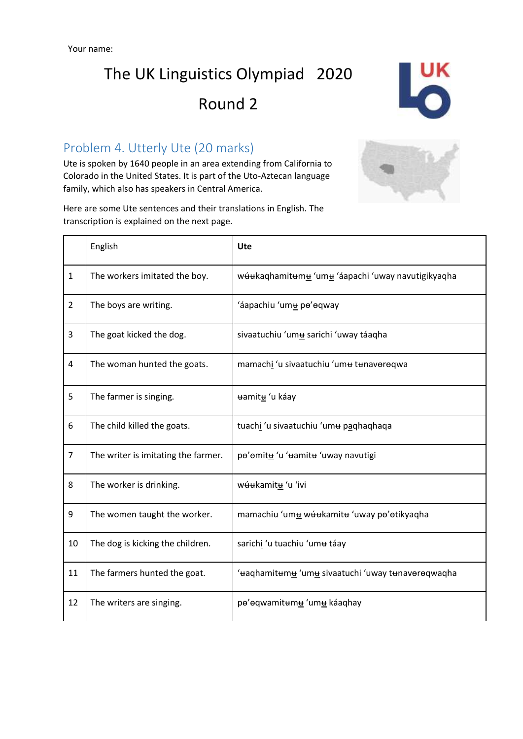Your name:

# The UK Linguistics Olympiad 2020

# Round 2

## Problem 4. Utterly Ute (20 marks)

Ute is spoken by 1640 people in an area extending from California to Colorado in the United States. It is part of the Uto-Aztecan language family, which also has speakers in Central America.

Here are some Ute sentences and their translations in English. The transcription is explained on the next page.

| | English | Ute |
|---|---|---|
| 1 | The workers imitated the boy. | wʉ́ʉkaqhamitʉmʉ̲ ‘umʉ̲ ‘áapachi ‘uway navutigikyaqha |
| 2 | The boys are writing. | ‘áapachiu ‘umʉ̲ pə’əqway |
| 3 | The goat kicked the dog. | sivaatuchiu ‘umʉ̲ sarichi ‘uway táaqha |
| 4 | The woman hunted the goats. | mamachi̲ ‘u sivaatuchiu ‘umʉ tʉnavərəqwa |
| 5 | The farmer is singing. | ʉamitʉ̲ ‘u káay |
| 6 | The child killed the goats. | tuachi̲ ‘u sivaatuchiu ‘umʉ pa̲qhaqhaqa |
| 7 | The writer is imitating the farmer. | pə’əmitʉ̲ ‘u ‘ʉamitʉ ‘uway navutigi |
| 8 | The worker is drinking. | wʉ́ʉkamitʉ̲ ‘u ‘ivi |
| 9 | The women taught the worker. | mamachiu ‘umʉ̲ wʉ́ʉkamitʉ ‘uway pə’ətikyaqha |
| 10 | The dog is kicking the children. | sarichi̲ ‘u tuachiu ‘umʉ táay |
| 11 | The farmers hunted the goat. | ‘ʉaqhamitʉmʉ̲ ‘umʉ̲ sivaatuchi ‘uway tʉnavərəqwaqha |
| 12 | The writers are singing. | pə’əqwamitʉmʉ̲ ‘umʉ̲ káaqhay |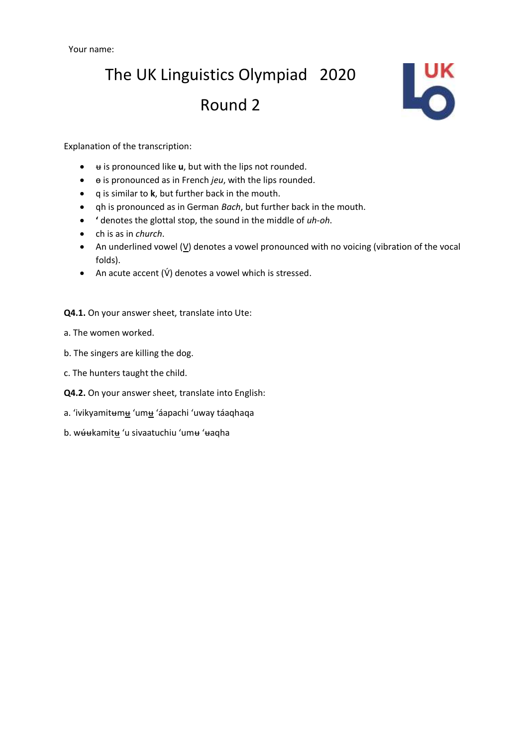Your name:

# The UK Linguistics Olympiad 2020

## Round 2

Explanation of the transcription:

- ʉ is pronounced like **u**, but with the lips not rounded.
- ɵ is pronounced as in French *jeu*, with the lips rounded.
- q is similar to **k**, but further back in the mouth.
- qh is pronounced as in German *Bach*, but further back in the mouth.
- **'** denotes the glottal stop, the sound in the middle of *uh-oh*.
- ch is as in *church*.
- An underlined vowel (V̲) denotes a vowel pronounced with no voicing (vibration of the vocal folds).
- An acute accent (V́) denotes a vowel which is stressed.

**Q4.1.** On your answer sheet, translate into Ute:

a. The women worked.

b. The singers are killing the dog.

c. The hunters taught the child.

**Q4.2.** On your answer sheet, translate into English:

a. 'ivikyamitʉmʉ̲ 'umʉ̲ 'áapachi 'uway táaqhaqa

b. wʉ́ʉkamitʉ̲ 'u sivaatuchiu 'umʉ 'ʉaqha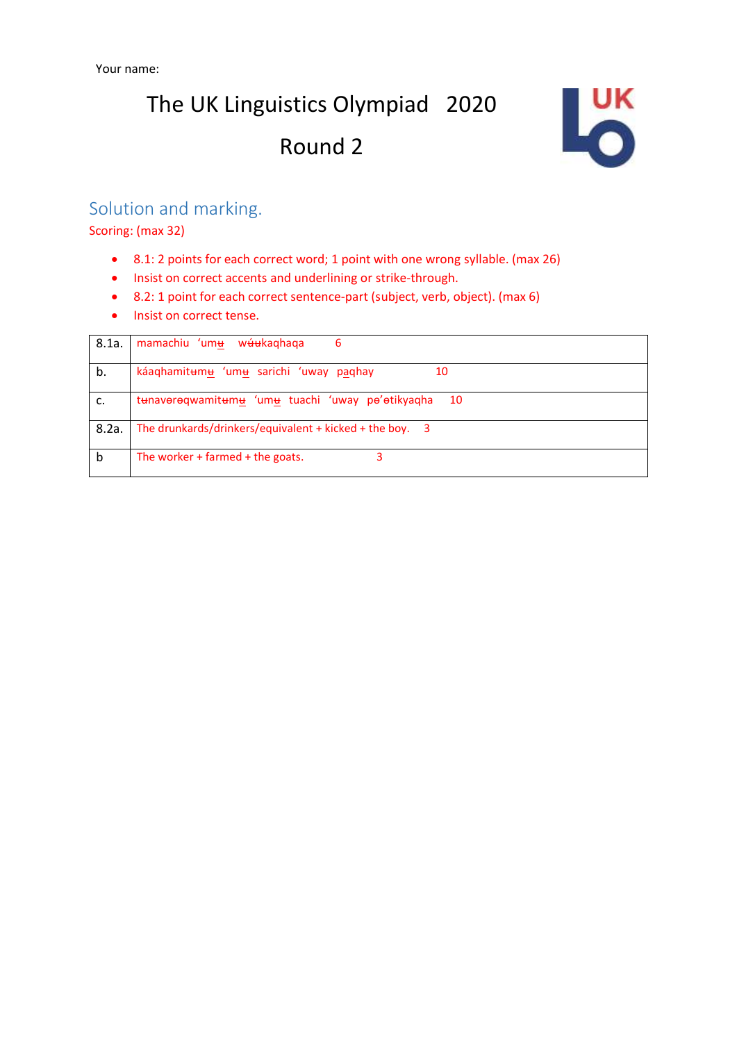Your name:

# The UK Linguistics Olympiad 2020

# Round 2

## Solution and marking.

Scoring: (max 32)

- 8.1: 2 points for each correct word; 1 point with one wrong syllable. (max 26)
- Insist on correct accents and underlining or strike-through.
- 8.2: 1 point for each correct sentence-part (subject, verb, object). (max 6)
- Insist on correct tense.

| | | |
|---|---|---|
| 8.1a. | mamachiu 'umʉ̱ wʉ́ʉkaqhaqa | 6 |
| b. | káaqhamitʉmʉ̱ 'umʉ̱ sarichi 'uway pa̱qhay | 10 |
| c. | tʉnavərəqwamitʉmʉ̱ 'umʉ̱ tuachi 'uway pə'ətikyaqha | 10 |
| 8.2a. | The drunkards/drinkers/equivalent + kicked + the boy. | 3 |
| b | The worker + farmed + the goats. | 3 |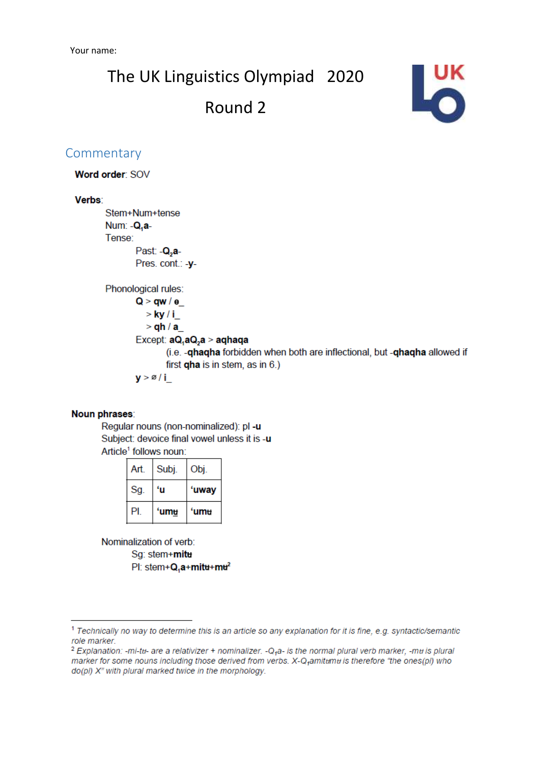Your name:

# The UK Linguistics Olympiad 2020

## Round 2

## Commentary

**Word order**: SOV

**Verbs**:

Stem+Num+tense
Num: -$\mathbf{Q_1a}$-
Tense:

- Past: -$\mathbf{Q_2a}$-
- Pres. cont.: -**y**-

Phonological rules:

- **Q** > **qw** / **ɵ**_
- > **ky** / **i**_
- > **qh** / **a**_

Except: $\mathbf{aQ_1aQ_2a}$ > **aqhaqa**

(i.e. -**qhaqha** forbidden when both are inflectional, but -**qhaqha** allowed if first **qha** is in stem, as in 6.)

**y** > ø / **i**_

**Noun phrases**:

Regular nouns (non-nominalized): pl -**u**
Subject: devoice final vowel unless it is -**u**
Article[1] follows noun:

| Art. | Subj. | Obj. |
|---|---|---|
| Sg. | **'u** | **'uway** |
| Pl. | **'umʉ̥** | **'umʉ** |

Nominalization of verb:

- Sg: stem+**mitʉ**
- Pl: stem+$\mathbf{Q_1a}$+**mitʉ**+**mʉ**[2]

---

[1] *Technically no way to determine this is an article so any explanation for it is fine, e.g. syntactic/semantic role marker.*

[2] *Explanation: -mi-tʉ- are a relativizer + nominalizer. -$Q_1a$- is the normal plural verb marker, -mʉ is plural marker for some nouns including those derived from verbs. X-$Q_1$amitʉmʉ is therefore "the ones(pl) who do(pl) X" with plural marked twice in the morphology.*